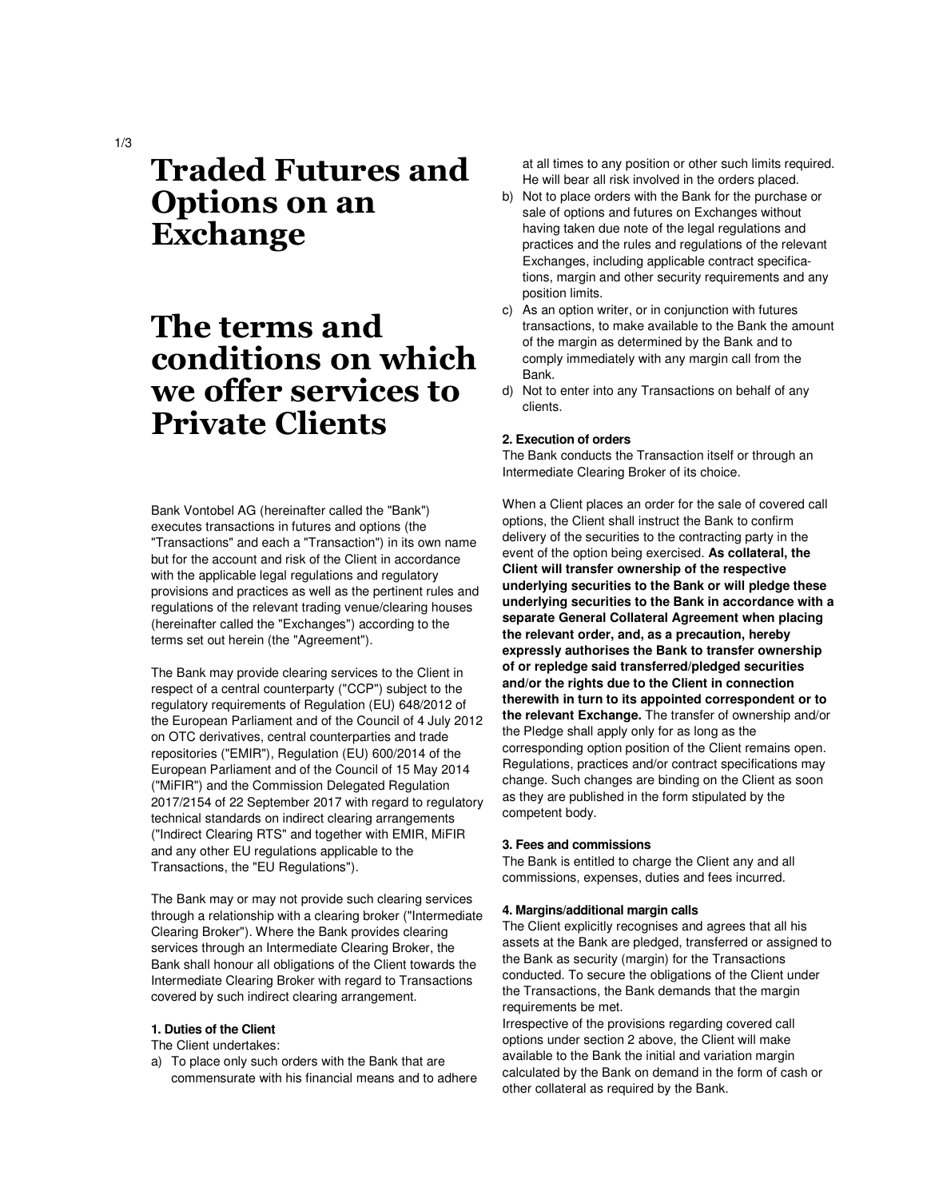# Traded Futures and Options on an Exchange

# The terms and conditions on which we offer services to Private Clients

Bank Vontobel AG (hereinafter called the "Bank") executes transactions in futures and options (the "Transactions" and each a "Transaction") in its own name but for the account and risk of the Client in accordance with the applicable legal regulations and regulatory provisions and practices as well as the pertinent rules and regulations of the relevant trading venue/clearing houses (hereinafter called the "Exchanges") according to the terms set out herein (the "Agreement").

The Bank may provide clearing services to the Client in respect of a central counterparty ("CCP") subject to the regulatory requirements of Regulation (EU) 648/2012 of the European Parliament and of the Council of 4 July 2012 on OTC derivatives, central counterparties and trade repositories ("EMIR"), Regulation (EU) 600/2014 of the European Parliament and of the Council of 15 May 2014 ("MiFIR") and the Commission Delegated Regulation 2017/2154 of 22 September 2017 with regard to regulatory technical standards on indirect clearing arrangements ("Indirect Clearing RTS" and together with EMIR, MiFIR and any other EU regulations applicable to the Transactions, the "EU Regulations").

The Bank may or may not provide such clearing services through a relationship with a clearing broker ("Intermediate Clearing Broker"). Where the Bank provides clearing services through an Intermediate Clearing Broker, the Bank shall honour all obligations of the Client towards the Intermediate Clearing Broker with regard to Transactions covered by such indirect clearing arrangement.

**1. Duties of the Client**

The Client undertakes:

a) To place only such orders with the Bank that are commensurate with his financial means and to adhere at all times to any position or other such limits required. He will bear all risk involved in the orders placed.
b) Not to place orders with the Bank for the purchase or sale of options and futures on Exchanges without having taken due note of the legal regulations and practices and the rules and regulations of the relevant Exchanges, including applicable contract specifications, margin and other security requirements and any position limits.
c) As an option writer, or in conjunction with futures transactions, to make available to the Bank the amount of the margin as determined by the Bank and to comply immediately with any margin call from the Bank.
d) Not to enter into any Transactions on behalf of any clients.

**2. Execution of orders**

The Bank conducts the Transaction itself or through an Intermediate Clearing Broker of its choice.

When a Client places an order for the sale of covered call options, the Client shall instruct the Bank to confirm delivery of the securities to the contracting party in the event of the option being exercised. **As collateral, the Client will transfer ownership of the respective underlying securities to the Bank or will pledge these underlying securities to the Bank in accordance with a separate General Collateral Agreement when placing the relevant order, and, as a precaution, hereby expressly authorises the Bank to transfer ownership of or repledge said transferred/pledged securities and/or the rights due to the Client in connection therewith in turn to its appointed correspondent or to the relevant Exchange.** The transfer of ownership and/or the Pledge shall apply only for as long as the corresponding option position of the Client remains open. Regulations, practices and/or contract specifications may change. Such changes are binding on the Client as soon as they are published in the form stipulated by the competent body.

**3. Fees and commissions**

The Bank is entitled to charge the Client any and all commissions, expenses, duties and fees incurred.

**4. Margins/additional margin calls**

The Client explicitly recognises and agrees that all his assets at the Bank are pledged, transferred or assigned to the Bank as security (margin) for the Transactions conducted. To secure the obligations of the Client under the Transactions, the Bank demands that the margin requirements be met.

Irrespective of the provisions regarding covered call options under section 2 above, the Client will make available to the Bank the initial and variation margin calculated by the Bank on demand in the form of cash or other collateral as required by the Bank.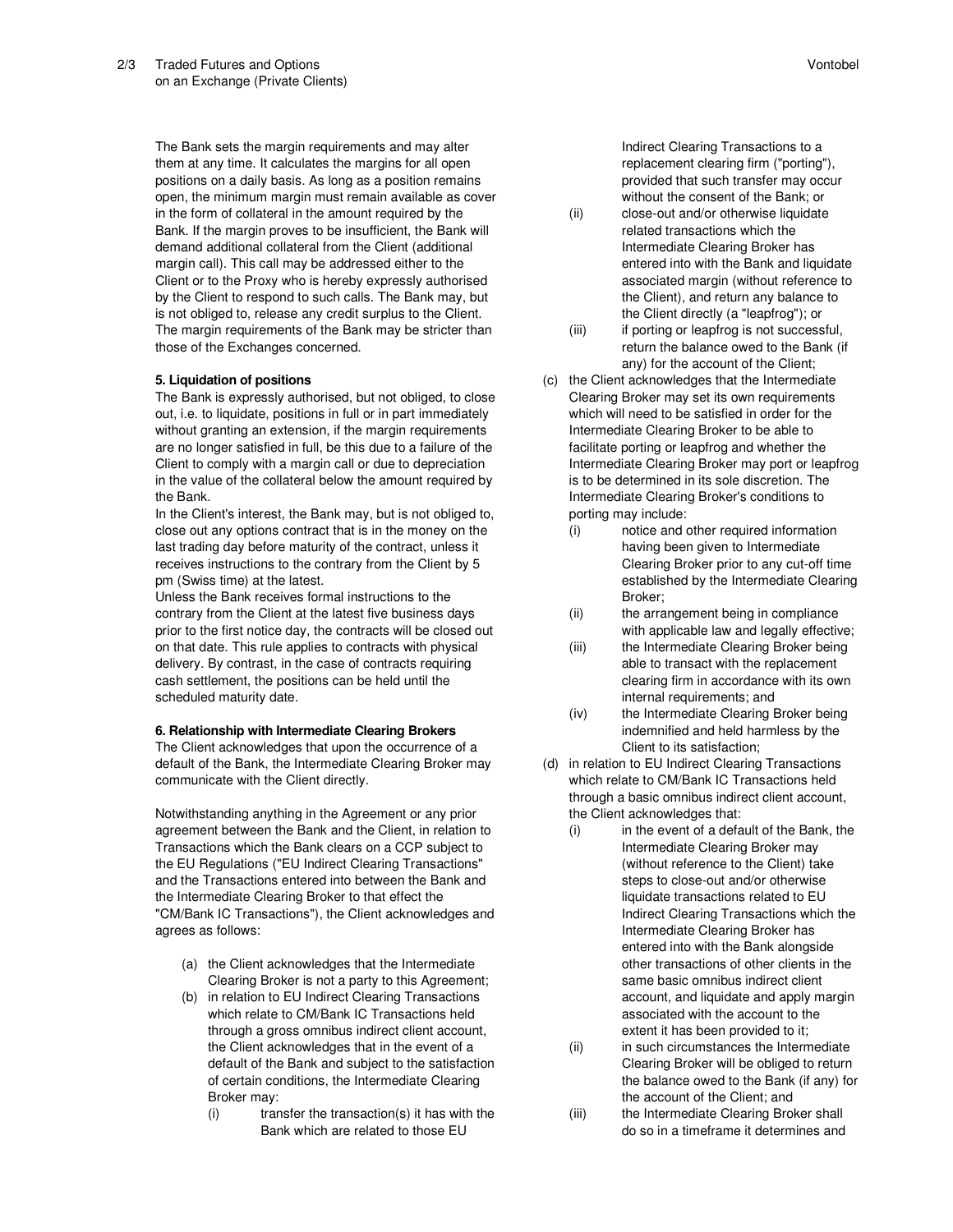The Bank sets the margin requirements and may alter them at any time. It calculates the margins for all open positions on a daily basis. As long as a position remains open, the minimum margin must remain available as cover in the form of collateral in the amount required by the Bank. If the margin proves to be insufficient, the Bank will demand additional collateral from the Client (additional margin call). This call may be addressed either to the Client or to the Proxy who is hereby expressly authorised by the Client to respond to such calls. The Bank may, but is not obliged to, release any credit surplus to the Client. The margin requirements of the Bank may be stricter than those of the Exchanges concerned.

**5. Liquidation of positions**

The Bank is expressly authorised, but not obliged, to close out, i.e. to liquidate, positions in full or in part immediately without granting an extension, if the margin requirements are no longer satisfied in full, be this due to a failure of the Client to comply with a margin call or due to depreciation in the value of the collateral below the amount required by the Bank.

In the Client's interest, the Bank may, but is not obliged to, close out any options contract that is in the money on the last trading day before maturity of the contract, unless it receives instructions to the contrary from the Client by 5 pm (Swiss time) at the latest.

Unless the Bank receives formal instructions to the contrary from the Client at the latest five business days prior to the first notice day, the contracts will be closed out on that date. This rule applies to contracts with physical delivery. By contrast, in the case of contracts requiring cash settlement, the positions can be held until the scheduled maturity date.

**6. Relationship with Intermediate Clearing Brokers**

The Client acknowledges that upon the occurrence of a default of the Bank, the Intermediate Clearing Broker may communicate with the Client directly.

Notwithstanding anything in the Agreement or any prior agreement between the Bank and the Client, in relation to Transactions which the Bank clears on a CCP subject to the EU Regulations ("EU Indirect Clearing Transactions" and the Transactions entered into between the Bank and the Intermediate Clearing Broker to that effect the "CM/Bank IC Transactions"), the Client acknowledges and agrees as follows:

(a) the Client acknowledges that the Intermediate Clearing Broker is not a party to this Agreement;

(b) in relation to EU Indirect Clearing Transactions which relate to CM/Bank IC Transactions held through a gross omnibus indirect client account, the Client acknowledges that in the event of a default of the Bank and subject to the satisfaction of certain conditions, the Intermediate Clearing Broker may:

   (i) transfer the transaction(s) it has with the Bank which are related to those EU Indirect Clearing Transactions to a replacement clearing firm ("porting"), provided that such transfer may occur without the consent of the Bank; or

   (ii) close-out and/or otherwise liquidate related transactions which the Intermediate Clearing Broker has entered into with the Bank and liquidate associated margin (without reference to the Client), and return any balance to the Client directly (a "leapfrog"); or

   (iii) if porting or leapfrog is not successful, return the balance owed to the Bank (if any) for the account of the Client;

(c) the Client acknowledges that the Intermediate Clearing Broker may set its own requirements which will need to be satisfied in order for the Intermediate Clearing Broker to be able to facilitate porting or leapfrog and whether the Intermediate Clearing Broker may port or leapfrog is to be determined in its sole discretion. The Intermediate Clearing Broker's conditions to porting may include:

   (i) notice and other required information having been given to Intermediate Clearing Broker prior to any cut-off time established by the Intermediate Clearing Broker;

   (ii) the arrangement being in compliance with applicable law and legally effective;

   (iii) the Intermediate Clearing Broker being able to transact with the replacement clearing firm in accordance with its own internal requirements; and

   (iv) the Intermediate Clearing Broker being indemnified and held harmless by the Client to its satisfaction;

(d) in relation to EU Indirect Clearing Transactions which relate to CM/Bank IC Transactions held through a basic omnibus indirect client account, the Client acknowledges that:

   (i) in the event of a default of the Bank, the Intermediate Clearing Broker may (without reference to the Client) take steps to close-out and/or otherwise liquidate transactions related to EU Indirect Clearing Transactions which the Intermediate Clearing Broker has entered into with the Bank alongside other transactions of other clients in the same basic omnibus indirect client account, and liquidate and apply margin associated with the account to the extent it has been provided to it;

   (ii) in such circumstances the Intermediate Clearing Broker will be obliged to return the balance owed to the Bank (if any) for the account of the Client; and

   (iii) the Intermediate Clearing Broker shall do so in a timeframe it determines and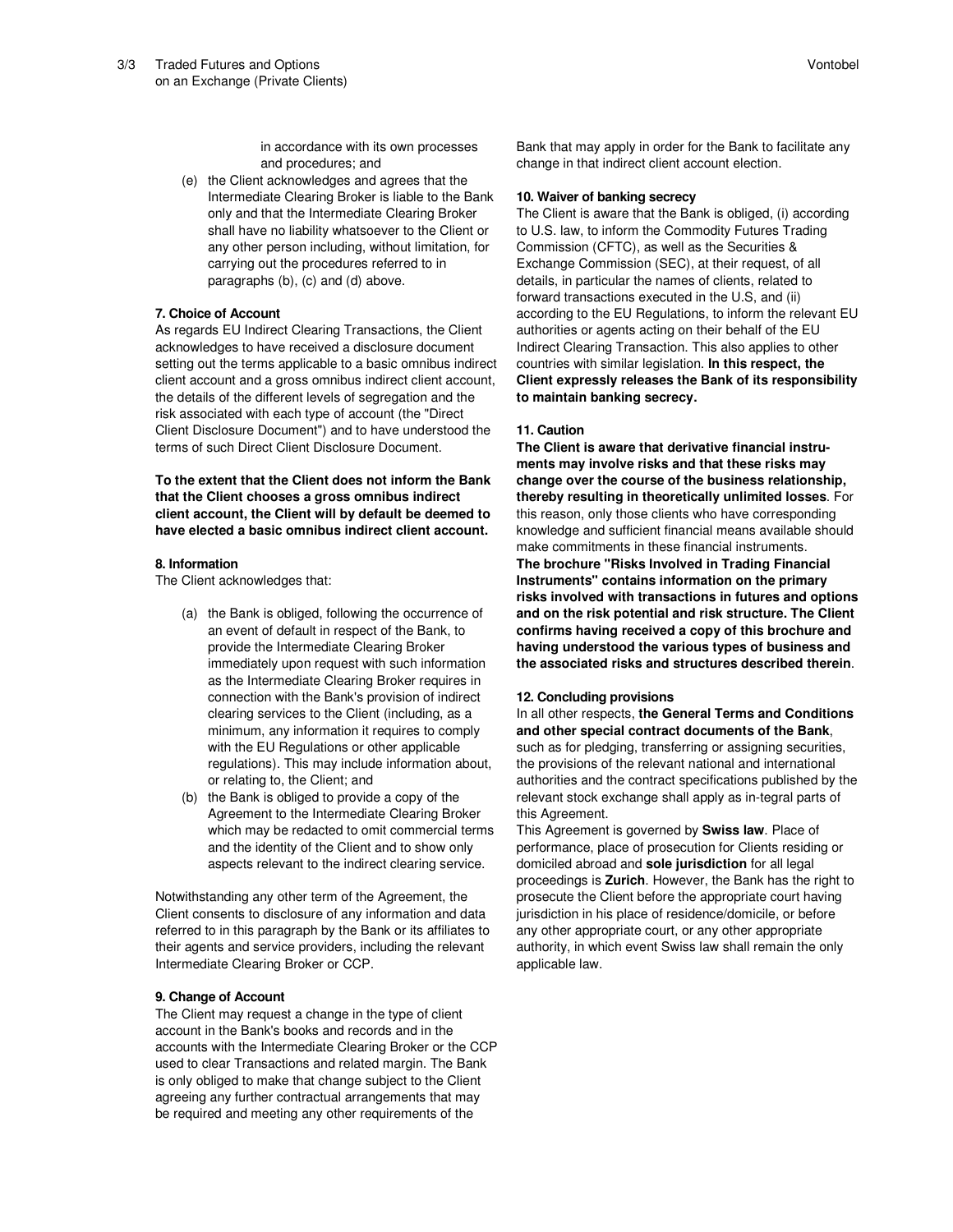in accordance with its own processes and procedures; and

(e) the Client acknowledges and agrees that the Intermediate Clearing Broker is liable to the Bank only and that the Intermediate Clearing Broker shall have no liability whatsoever to the Client or any other person including, without limitation, for carrying out the procedures referred to in paragraphs (b), (c) and (d) above.

**7. Choice of Account**

As regards EU Indirect Clearing Transactions, the Client acknowledges to have received a disclosure document setting out the terms applicable to a basic omnibus indirect client account and a gross omnibus indirect client account, the details of the different levels of segregation and the risk associated with each type of account (the "Direct Client Disclosure Document") and to have understood the terms of such Direct Client Disclosure Document.

**To the extent that the Client does not inform the Bank that the Client chooses a gross omnibus indirect client account, the Client will by default be deemed to have elected a basic omnibus indirect client account.**

**8. Information**

The Client acknowledges that:

(a) the Bank is obliged, following the occurrence of an event of default in respect of the Bank, to provide the Intermediate Clearing Broker immediately upon request with such information as the Intermediate Clearing Broker requires in connection with the Bank's provision of indirect clearing services to the Client (including, as a minimum, any information it requires to comply with the EU Regulations or other applicable regulations). This may include information about, or relating to, the Client; and

(b) the Bank is obliged to provide a copy of the Agreement to the Intermediate Clearing Broker which may be redacted to omit commercial terms and the identity of the Client and to show only aspects relevant to the indirect clearing service.

Notwithstanding any other term of the Agreement, the Client consents to disclosure of any information and data referred to in this paragraph by the Bank or its affiliates to their agents and service providers, including the relevant Intermediate Clearing Broker or CCP.

**9. Change of Account**

The Client may request a change in the type of client account in the Bank's books and records and in the accounts with the Intermediate Clearing Broker or the CCP used to clear Transactions and related margin. The Bank is only obliged to make that change subject to the Client agreeing any further contractual arrangements that may be required and meeting any other requirements of the Bank that may apply in order for the Bank to facilitate any change in that indirect client account election.

**10. Waiver of banking secrecy**

The Client is aware that the Bank is obliged, (i) according to U.S. law, to inform the Commodity Futures Trading Commission (CFTC), as well as the Securities & Exchange Commission (SEC), at their request, of all details, in particular the names of clients, related to forward transactions executed in the U.S, and (ii) according to the EU Regulations, to inform the relevant EU authorities or agents acting on their behalf of the EU Indirect Clearing Transaction. This also applies to other countries with similar legislation. **In this respect, the Client expressly releases the Bank of its responsibility to maintain banking secrecy.**

**11. Caution**

**The Client is aware that derivative financial instruments may involve risks and that these risks may change over the course of the business relationship, thereby resulting in theoretically unlimited losses**. For this reason, only those clients who have corresponding knowledge and sufficient financial means available should make commitments in these financial instruments.

**The brochure "Risks Involved in Trading Financial Instruments" contains information on the primary risks involved with transactions in futures and options and on the risk potential and risk structure. The Client confirms having received a copy of this brochure and having understood the various types of business and the associated risks and structures described therein**.

**12. Concluding provisions**

In all other respects, **the General Terms and Conditions and other special contract documents of the Bank**, such as for pledging, transferring or assigning securities, the provisions of the relevant national and international authorities and the contract specifications published by the relevant stock exchange shall apply as in-tegral parts of this Agreement.

This Agreement is governed by **Swiss law**. Place of performance, place of prosecution for Clients residing or domiciled abroad and **sole jurisdiction** for all legal proceedings is **Zurich**. However, the Bank has the right to prosecute the Client before the appropriate court having jurisdiction in his place of residence/domicile, or before any other appropriate court, or any other appropriate authority, in which event Swiss law shall remain the only applicable law.